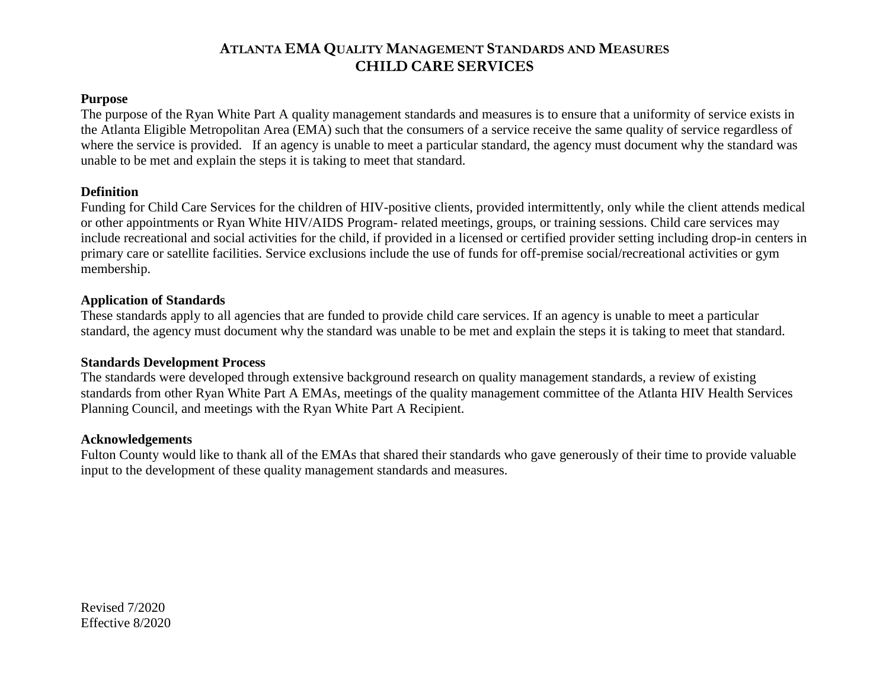# ATLANTA EMA QUALITY MANAGEMENT STANDARDS AND MEASURES
# CHILD CARE SERVICES

**Purpose**

The purpose of the Ryan White Part A quality management standards and measures is to ensure that a uniformity of service exists in the Atlanta Eligible Metropolitan Area (EMA) such that the consumers of a service receive the same quality of service regardless of where the service is provided. If an agency is unable to meet a particular standard, the agency must document why the standard was unable to be met and explain the steps it is taking to meet that standard.

**Definition**

Funding for Child Care Services for the children of HIV-positive clients, provided intermittently, only while the client attends medical or other appointments or Ryan White HIV/AIDS Program- related meetings, groups, or training sessions. Child care services may include recreational and social activities for the child, if provided in a licensed or certified provider setting including drop-in centers in primary care or satellite facilities. Service exclusions include the use of funds for off-premise social/recreational activities or gym membership.

**Application of Standards**

These standards apply to all agencies that are funded to provide child care services. If an agency is unable to meet a particular standard, the agency must document why the standard was unable to be met and explain the steps it is taking to meet that standard.

**Standards Development Process**

The standards were developed through extensive background research on quality management standards, a review of existing standards from other Ryan White Part A EMAs, meetings of the quality management committee of the Atlanta HIV Health Services Planning Council, and meetings with the Ryan White Part A Recipient.

**Acknowledgements**

Fulton County would like to thank all of the EMAs that shared their standards who gave generously of their time to provide valuable input to the development of these quality management standards and measures.

Revised 7/2020
Effective 8/2020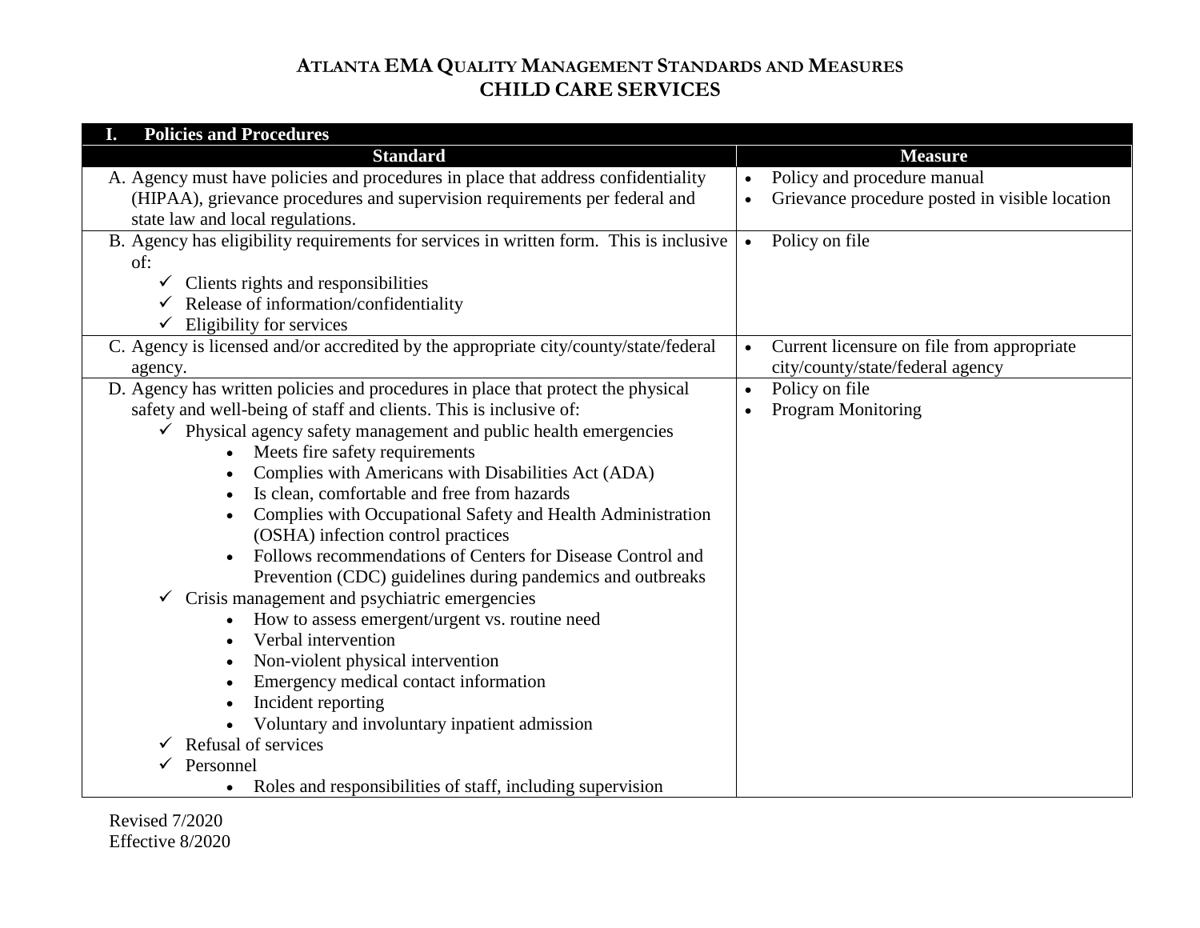# ATLANTA EMA QUALITY MANAGEMENT STANDARDS AND MEASURES
## CHILD CARE SERVICES

| I. Policies and Procedures | |
|---|---|
| **Standard** | **Measure** |
| A. Agency must have policies and procedures in place that address confidentiality (HIPAA), grievance procedures and supervision requirements per federal and state law and local regulations. | • Policy and procedure manual<br>• Grievance procedure posted in visible location |
| B. Agency has eligibility requirements for services in written form. This is inclusive of:<br>✓ Clients rights and responsibilities<br>✓ Release of information/confidentiality<br>✓ Eligibility for services | • Policy on file |
| C. Agency is licensed and/or accredited by the appropriate city/county/state/federal agency. | • Current licensure on file from appropriate city/county/state/federal agency |
| D. Agency has written policies and procedures in place that protect the physical safety and well-being of staff and clients. This is inclusive of:<br>✓ Physical agency safety management and public health emergencies<br>• Meets fire safety requirements<br>• Complies with Americans with Disabilities Act (ADA)<br>• Is clean, comfortable and free from hazards<br>• Complies with Occupational Safety and Health Administration (OSHA) infection control practices<br>• Follows recommendations of Centers for Disease Control and Prevention (CDC) guidelines during pandemics and outbreaks<br>✓ Crisis management and psychiatric emergencies<br>• How to assess emergent/urgent vs. routine need<br>• Verbal intervention<br>• Non-violent physical intervention<br>• Emergency medical contact information<br>• Incident reporting<br>• Voluntary and involuntary inpatient admission<br>✓ Refusal of services<br>✓ Personnel<br>• Roles and responsibilities of staff, including supervision | • Policy on file<br>• Program Monitoring |

Revised 7/2020
Effective 8/2020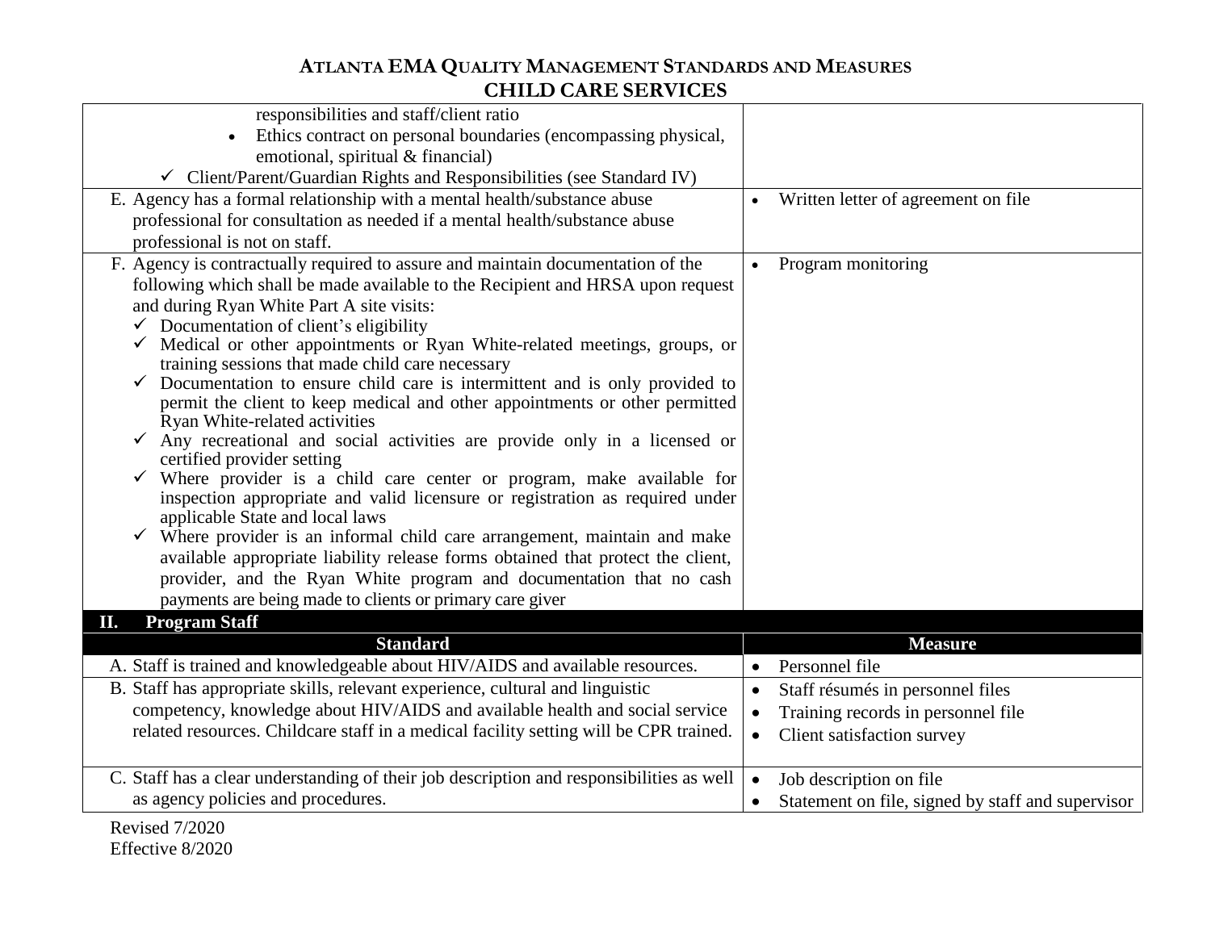# ATLANTA EMA QUALITY MANAGEMENT STANDARDS AND MEASURES
## CHILD CARE SERVICES

| Standard | Measure |
|---|---|
| responsibilities and staff/client ratio<br>• Ethics contract on personal boundaries (encompassing physical, emotional, spiritual & financial)<br>✓ Client/Parent/Guardian Rights and Responsibilities (see Standard IV) | |
| E. Agency has a formal relationship with a mental health/substance abuse professional for consultation as needed if a mental health/substance abuse professional is not on staff. | • Written letter of agreement on file |
| F. Agency is contractually required to assure and maintain documentation of the following which shall be made available to the Recipient and HRSA upon request and during Ryan White Part A site visits:<br>✓ Documentation of client's eligibility<br>✓ Medical or other appointments or Ryan White-related meetings, groups, or training sessions that made child care necessary<br>✓ Documentation to ensure child care is intermittent and is only provided to permit the client to keep medical and other appointments or other permitted Ryan White-related activities<br>✓ Any recreational and social activities are provide only in a licensed or certified provider setting<br>✓ Where provider is a child care center or program, make available for inspection appropriate and valid licensure or registration as required under applicable State and local laws<br>✓ Where provider is an informal child care arrangement, maintain and make available appropriate liability release forms obtained that protect the client, provider, and the Ryan White program and documentation that no cash payments are being made to clients or primary care giver | • Program monitoring |

### II. Program Staff

| Standard | Measure |
|---|---|
| A. Staff is trained and knowledgeable about HIV/AIDS and available resources. | • Personnel file |
| B. Staff has appropriate skills, relevant experience, cultural and linguistic competency, knowledge about HIV/AIDS and available health and social service related resources. Childcare staff in a medical facility setting will be CPR trained. | • Staff résumés in personnel files<br>• Training records in personnel file<br>• Client satisfaction survey |
| C. Staff has a clear understanding of their job description and responsibilities as well as agency policies and procedures. | • Job description on file<br>• Statement on file, signed by staff and supervisor |

Revised 7/2020
Effective 8/2020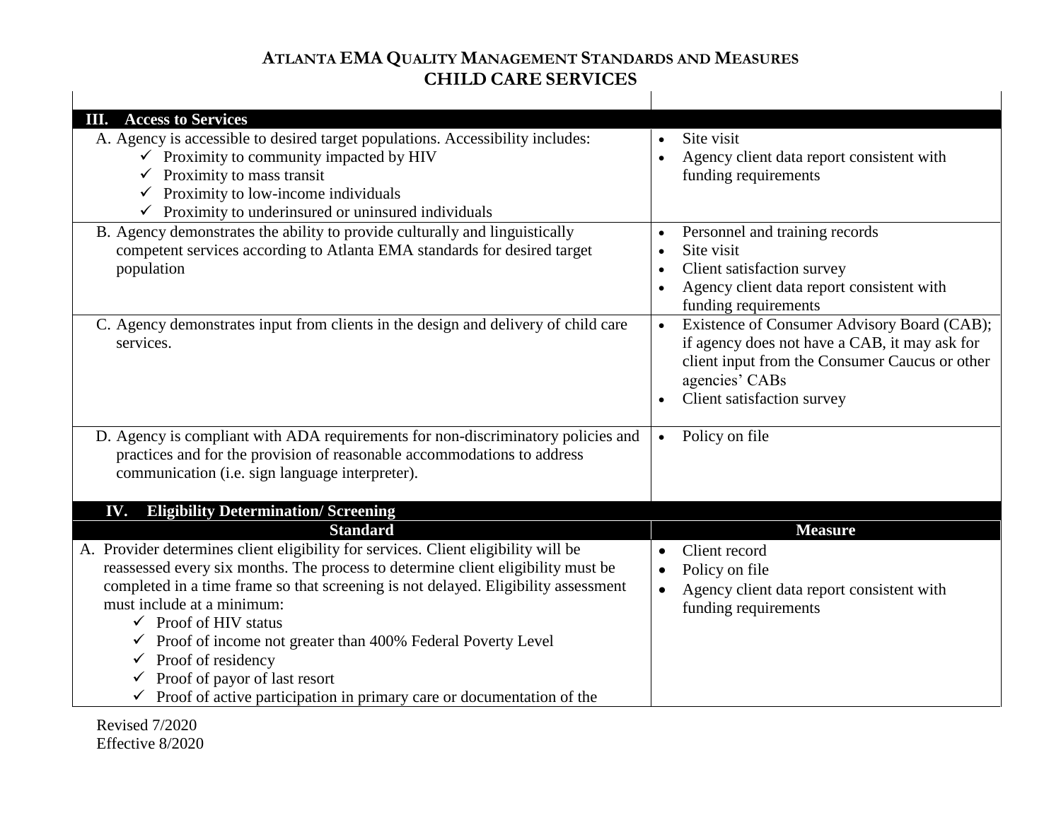# ATLANTA EMA QUALITY MANAGEMENT STANDARDS AND MEASURES
## CHILD CARE SERVICES

| | |
|---|---|
| **III. Access to Services** | |
| A. Agency is accessible to desired target populations. Accessibility includes:<br>✓ Proximity to community impacted by HIV<br>✓ Proximity to mass transit<br>✓ Proximity to low-income individuals<br>✓ Proximity to underinsured or uninsured individuals | • Site visit<br>• Agency client data report consistent with funding requirements |
| B. Agency demonstrates the ability to provide culturally and linguistically competent services according to Atlanta EMA standards for desired target population | • Personnel and training records<br>• Site visit<br>• Client satisfaction survey<br>• Agency client data report consistent with funding requirements |
| C. Agency demonstrates input from clients in the design and delivery of child care services. | • Existence of Consumer Advisory Board (CAB); if agency does not have a CAB, it may ask for client input from the Consumer Caucus or other agencies' CABs<br>• Client satisfaction survey |
| D. Agency is compliant with ADA requirements for non-discriminatory policies and practices and for the provision of reasonable accommodations to address communication (i.e. sign language interpreter). | • Policy on file |
| **IV. Eligibility Determination/ Screening** | |
| **Standard** | **Measure** |
| A. Provider determines client eligibility for services. Client eligibility will be reassessed every six months. The process to determine client eligibility must be completed in a time frame so that screening is not delayed. Eligibility assessment must include at a minimum:<br>✓ Proof of HIV status<br>✓ Proof of income not greater than 400% Federal Poverty Level<br>✓ Proof of residency<br>✓ Proof of payor of last resort<br>✓ Proof of active participation in primary care or documentation of the | • Client record<br>• Policy on file<br>• Agency client data report consistent with funding requirements |

Revised 7/2020
Effective 8/2020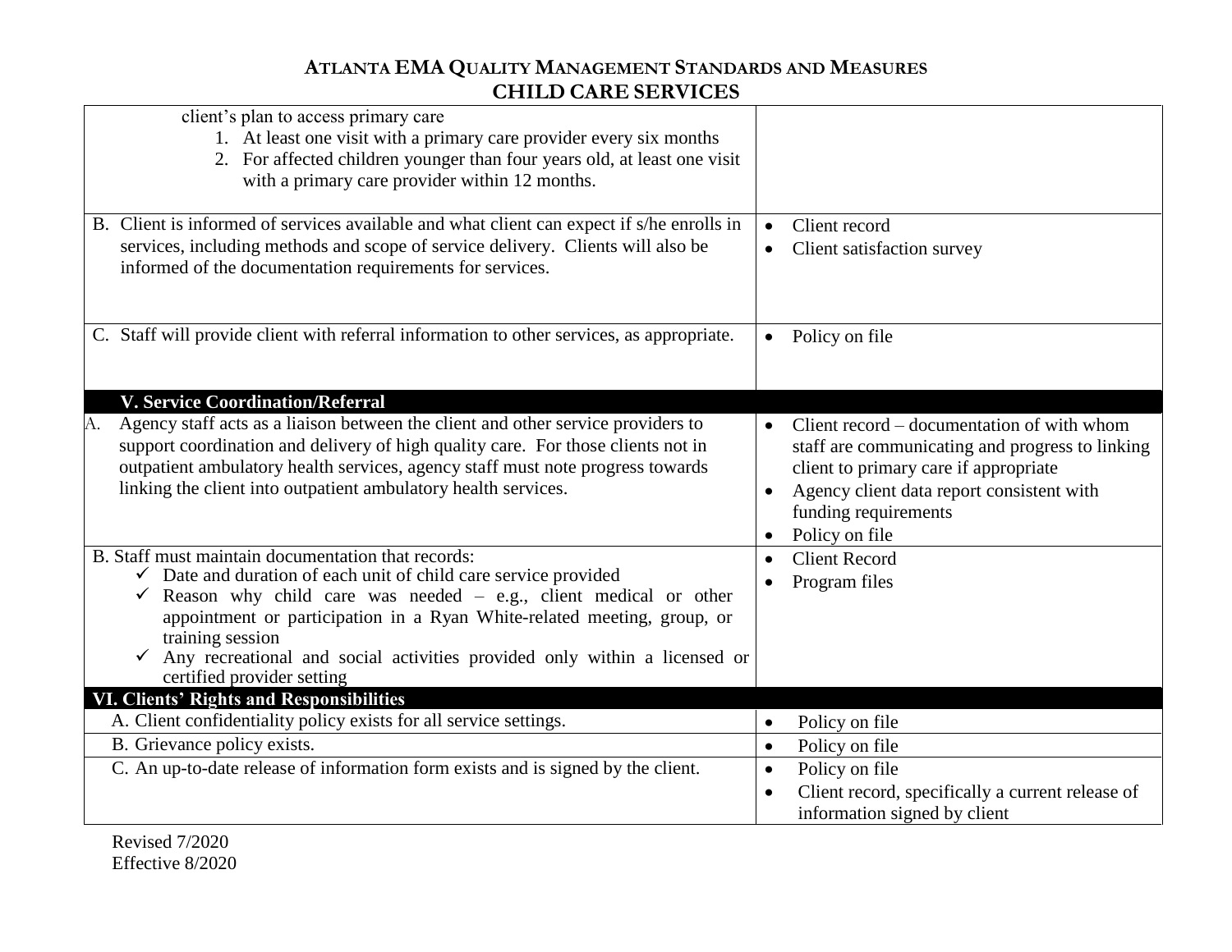# ATLANTA EMA QUALITY MANAGEMENT STANDARDS AND MEASURES
## CHILD CARE SERVICES

| | |
|---|---|
| client's plan to access primary care<br>1. At least one visit with a primary care provider every six months<br>2. For affected children younger than four years old, at least one visit with a primary care provider within 12 months. | |
| B. Client is informed of services available and what client can expect if s/he enrolls in services, including methods and scope of service delivery. Clients will also be informed of the documentation requirements for services. | • Client record<br>• Client satisfaction survey |
| C. Staff will provide client with referral information to other services, as appropriate. | • Policy on file |
| **V. Service Coordination/Referral** | |
| A. Agency staff acts as a liaison between the client and other service providers to support coordination and delivery of high quality care. For those clients not in outpatient ambulatory health services, agency staff must note progress towards linking the client into outpatient ambulatory health services. | • Client record – documentation of with whom staff are communicating and progress to linking client to primary care if appropriate<br>• Agency client data report consistent with funding requirements<br>• Policy on file |
| B. Staff must maintain documentation that records:<br>✓ Date and duration of each unit of child care service provided<br>✓ Reason why child care was needed – e.g., client medical or other appointment or participation in a Ryan White-related meeting, group, or training session<br>✓ Any recreational and social activities provided only within a licensed or certified provider setting | • Client Record<br>• Program files |
| **VI. Clients' Rights and Responsibilities** | |
| A. Client confidentiality policy exists for all service settings. | • Policy on file |
| B. Grievance policy exists. | • Policy on file |
| C. An up-to-date release of information form exists and is signed by the client. | • Policy on file<br>• Client record, specifically a current release of information signed by client |

Revised 7/2020
Effective 8/2020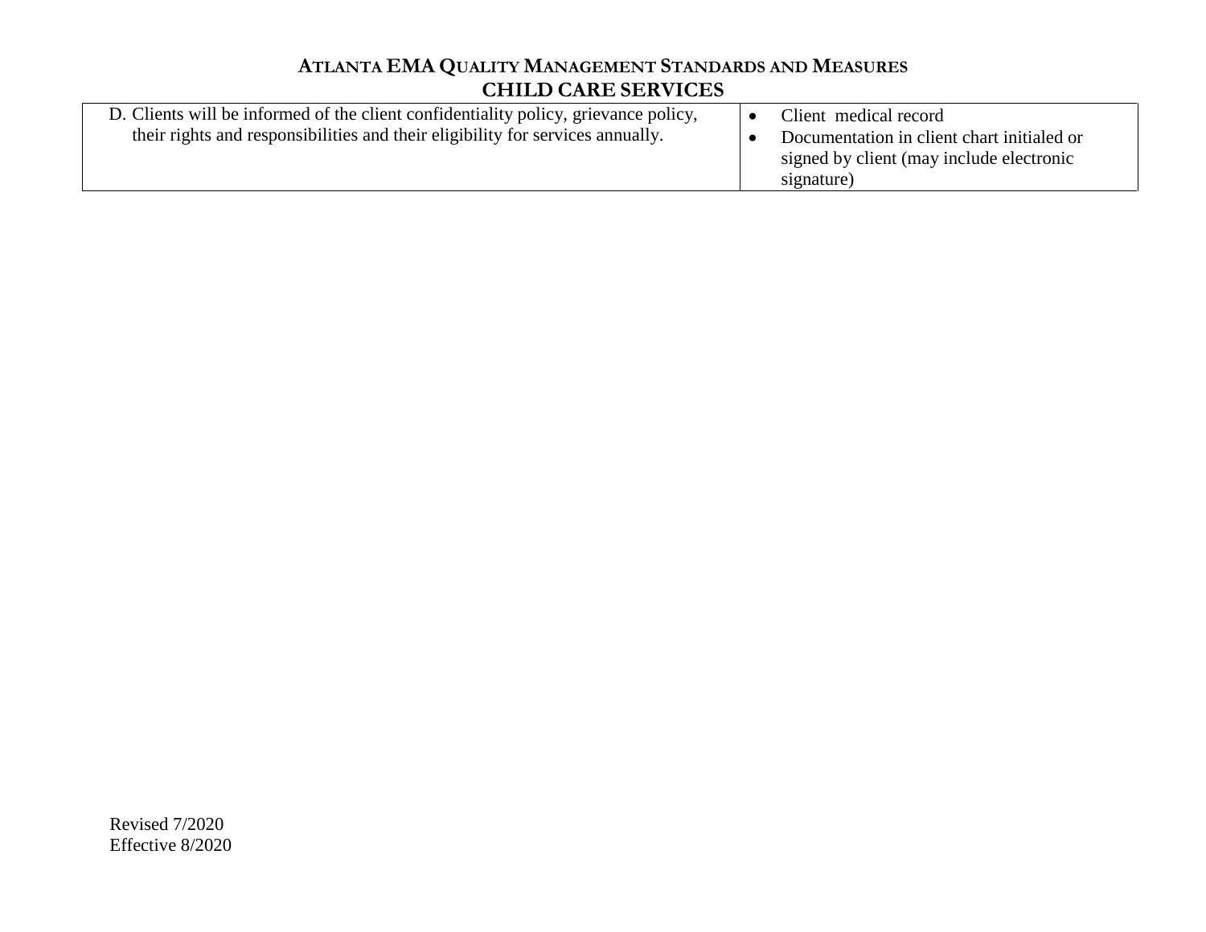| | |
|---|---|
| D. Clients will be informed of the client confidentiality policy, grievance policy, their rights and responsibilities and their eligibility for services annually. | • Client medical record<br>• Documentation in client chart initialed or signed by client (may include electronic signature) |

Revised 7/2020
Effective 8/2020